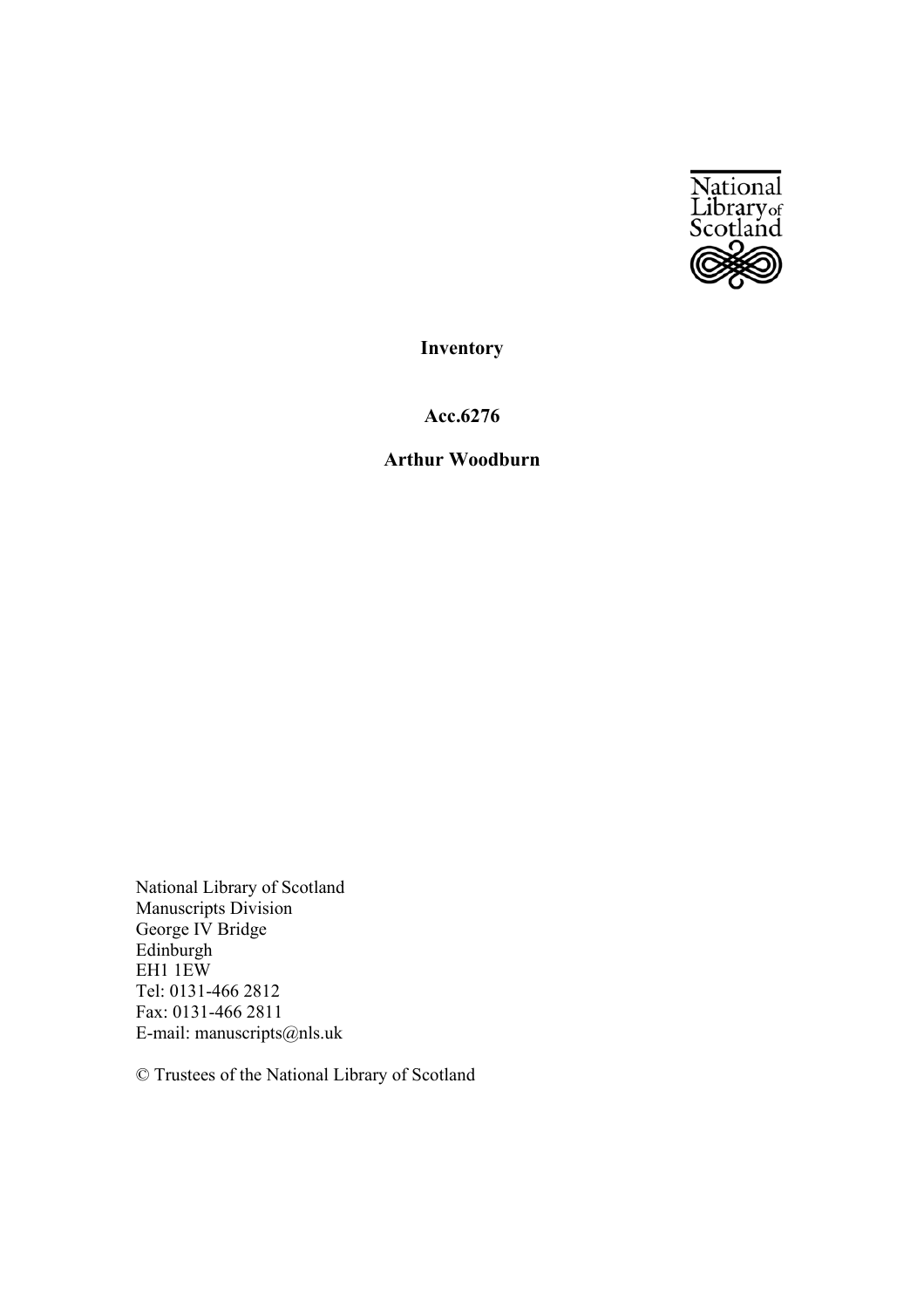National Library of Scotland

# Inventory

## Acc.6276

## Arthur Woodburn

National Library of Scotland
Manuscripts Division
George IV Bridge
Edinburgh
EH1 1EW
Tel: 0131-466 2812
Fax: 0131-466 2811
E-mail: manuscripts@nls.uk

© Trustees of the National Library of Scotland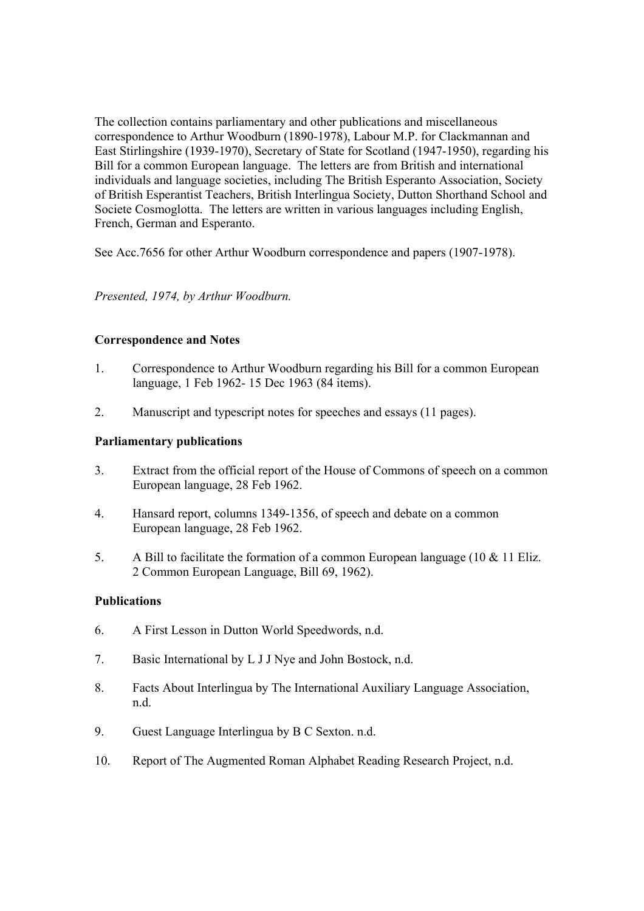The collection contains parliamentary and other publications and miscellaneous correspondence to Arthur Woodburn (1890-1978), Labour M.P. for Clackmannan and East Stirlingshire (1939-1970), Secretary of State for Scotland (1947-1950), regarding his Bill for a common European language. The letters are from British and international individuals and language societies, including The British Esperanto Association, Society of British Esperantist Teachers, British Interlingua Society, Dutton Shorthand School and Societe Cosmoglotta. The letters are written in various languages including English, French, German and Esperanto.

See Acc.7656 for other Arthur Woodburn correspondence and papers (1907-1978).

*Presented, 1974, by Arthur Woodburn.*

**Correspondence and Notes**

1. Correspondence to Arthur Woodburn regarding his Bill for a common European language, 1 Feb 1962- 15 Dec 1963 (84 items).

2. Manuscript and typescript notes for speeches and essays (11 pages).

**Parliamentary publications**

3. Extract from the official report of the House of Commons of speech on a common European language, 28 Feb 1962.

4. Hansard report, columns 1349-1356, of speech and debate on a common European language, 28 Feb 1962.

5. A Bill to facilitate the formation of a common European language (10 & 11 Eliz. 2 Common European Language, Bill 69, 1962).

**Publications**

6. A First Lesson in Dutton World Speedwords, n.d.

7. Basic International by L J J Nye and John Bostock, n.d.

8. Facts About Interlingua by The International Auxiliary Language Association, n.d.

9. Guest Language Interlingua by B C Sexton. n.d.

10. Report of The Augmented Roman Alphabet Reading Research Project, n.d.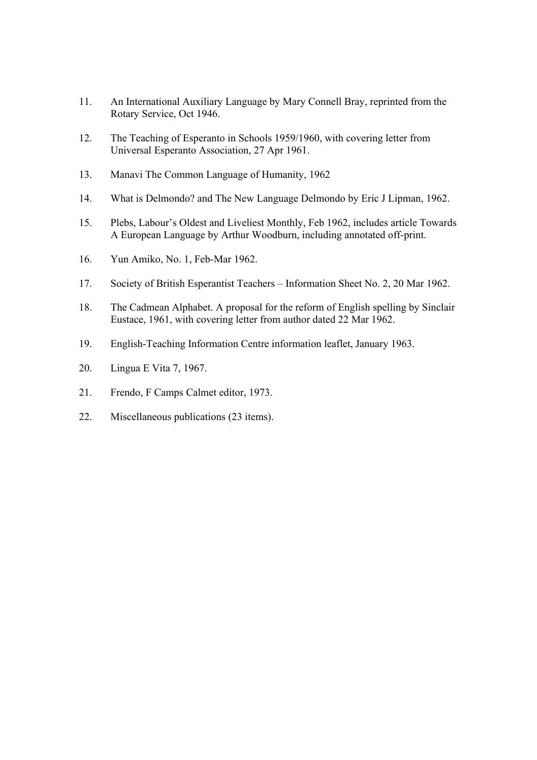11. An International Auxiliary Language by Mary Connell Bray, reprinted from the Rotary Service, Oct 1946.

12. The Teaching of Esperanto in Schools 1959/1960, with covering letter from Universal Esperanto Association, 27 Apr 1961.

13. Manavi The Common Language of Humanity, 1962

14. What is Delmondo? and The New Language Delmondo by Eric J Lipman, 1962.

15. Plebs, Labour's Oldest and Liveliest Monthly, Feb 1962, includes article Towards A European Language by Arthur Woodburn, including annotated off-print.

16. Yun Amiko, No. 1, Feb-Mar 1962.

17. Society of British Esperantist Teachers – Information Sheet No. 2, 20 Mar 1962.

18. The Cadmean Alphabet. A proposal for the reform of English spelling by Sinclair Eustace, 1961, with covering letter from author dated 22 Mar 1962.

19. English-Teaching Information Centre information leaflet, January 1963.

20. Lingua E Vita 7, 1967.

21. Frendo, F Camps Calmet editor, 1973.

22. Miscellaneous publications (23 items).